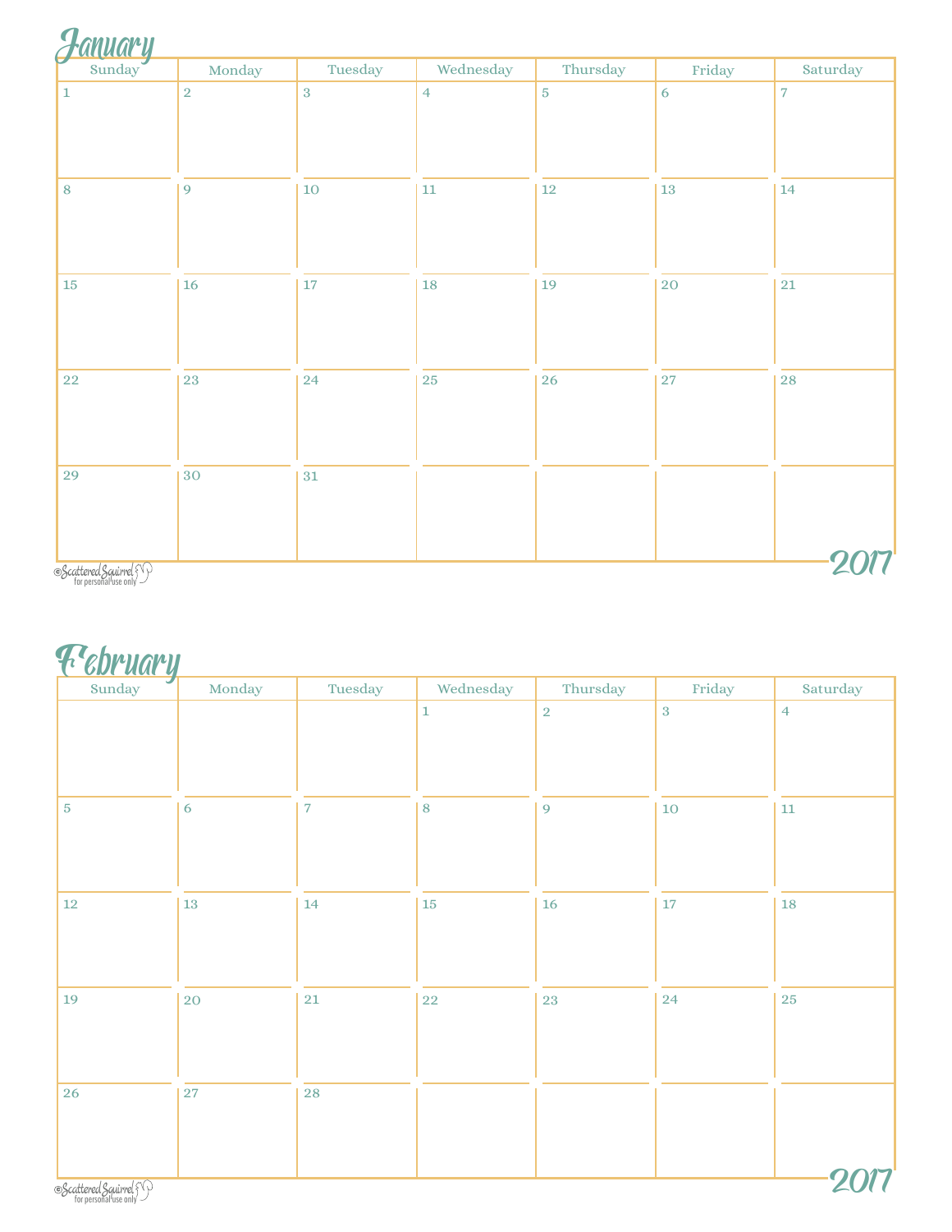## January

| Sunday | Monday | Tuesday | Wednesday | Thursday | Friday | Saturday |
|---|---|---|---|---|---|---|
| 1 | 2 | 3 | 4 | 5 | 6 | 7 |
| 8 | 9 | 10 | 11 | 12 | 13 | 14 |
| 15 | 16 | 17 | 18 | 19 | 20 | 21 |
| 22 | 23 | 24 | 25 | 26 | 27 | 28 |
| 29 | 30 | 31 | | | | |

2017

©Scattered Squirrel for personal use only

## February

| Sunday | Monday | Tuesday | Wednesday | Thursday | Friday | Saturday |
|---|---|---|---|---|---|---|
| | | | 1 | 2 | 3 | 4 |
| 5 | 6 | 7 | 8 | 9 | 10 | 11 |
| 12 | 13 | 14 | 15 | 16 | 17 | 18 |
| 19 | 20 | 21 | 22 | 23 | 24 | 25 |
| 26 | 27 | 28 | | | | |

2017

©Scattered Squirrel for personal use only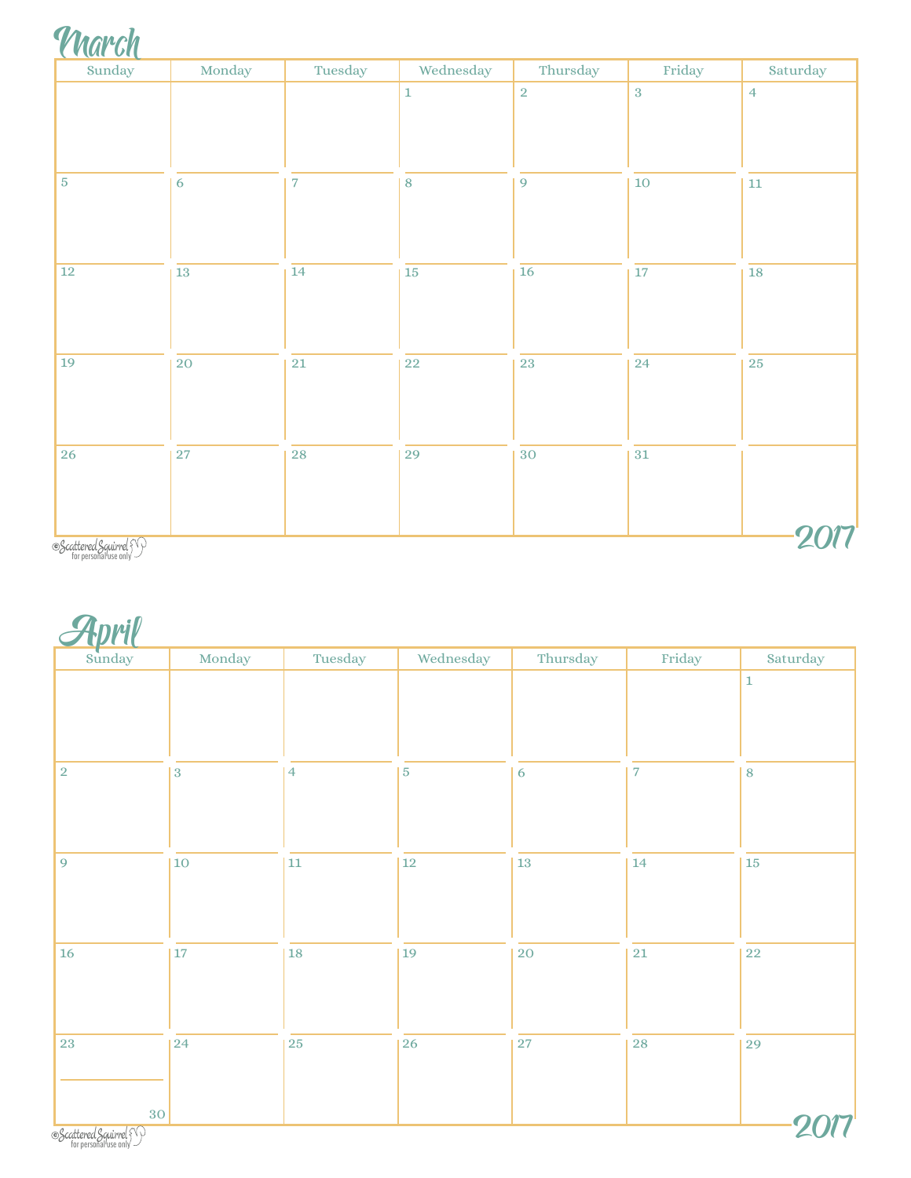# March

| Sunday | Monday | Tuesday | Wednesday | Thursday | Friday | Saturday |
|---|---|---|---|---|---|---|
| | | | 1 | 2 | 3 | 4 |
| 5 | 6 | 7 | 8 | 9 | 10 | 11 |
| 12 | 13 | 14 | 15 | 16 | 17 | 18 |
| 19 | 20 | 21 | 22 | 23 | 24 | 25 |
| 26 | 27 | 28 | 29 | 30 | 31 | |

2017

©Scattered Squirrel for personal use only

# April

| Sunday | Monday | Tuesday | Wednesday | Thursday | Friday | Saturday |
|---|---|---|---|---|---|---|
| | | | | | | 1 |
| 2 | 3 | 4 | 5 | 6 | 7 | 8 |
| 9 | 10 | 11 | 12 | 13 | 14 | 15 |
| 16 | 17 | 18 | 19 | 20 | 21 | 22 |
| 23 / 30 | 24 | 25 | 26 | 27 | 28 | 29 |

2017

©Scattered Squirrel for personal use only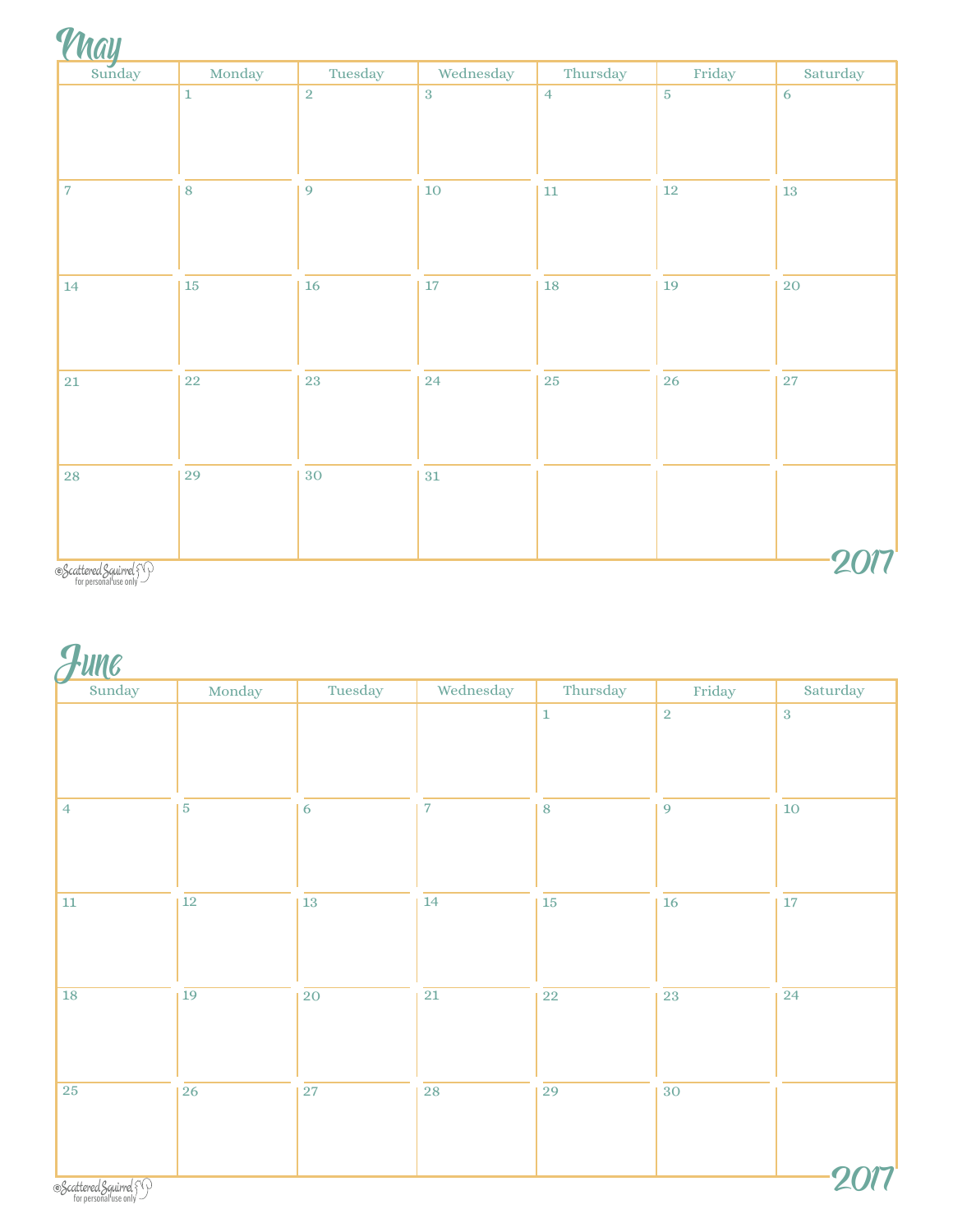# May

| Sunday | Monday | Tuesday | Wednesday | Thursday | Friday | Saturday |
|---|---|---|---|---|---|---|
| | 1 | 2 | 3 | 4 | 5 | 6 |
| 7 | 8 | 9 | 10 | 11 | 12 | 13 |
| 14 | 15 | 16 | 17 | 18 | 19 | 20 |
| 21 | 22 | 23 | 24 | 25 | 26 | 27 |
| 28 | 29 | 30 | 31 | | | |

©Scattered Squirrel for personal use only

2017

# June

| Sunday | Monday | Tuesday | Wednesday | Thursday | Friday | Saturday |
|---|---|---|---|---|---|---|
| | | | | 1 | 2 | 3 |
| 4 | 5 | 6 | 7 | 8 | 9 | 10 |
| 11 | 12 | 13 | 14 | 15 | 16 | 17 |
| 18 | 19 | 20 | 21 | 22 | 23 | 24 |
| 25 | 26 | 27 | 28 | 29 | 30 | |

©Scattered Squirrel for personal use only

2017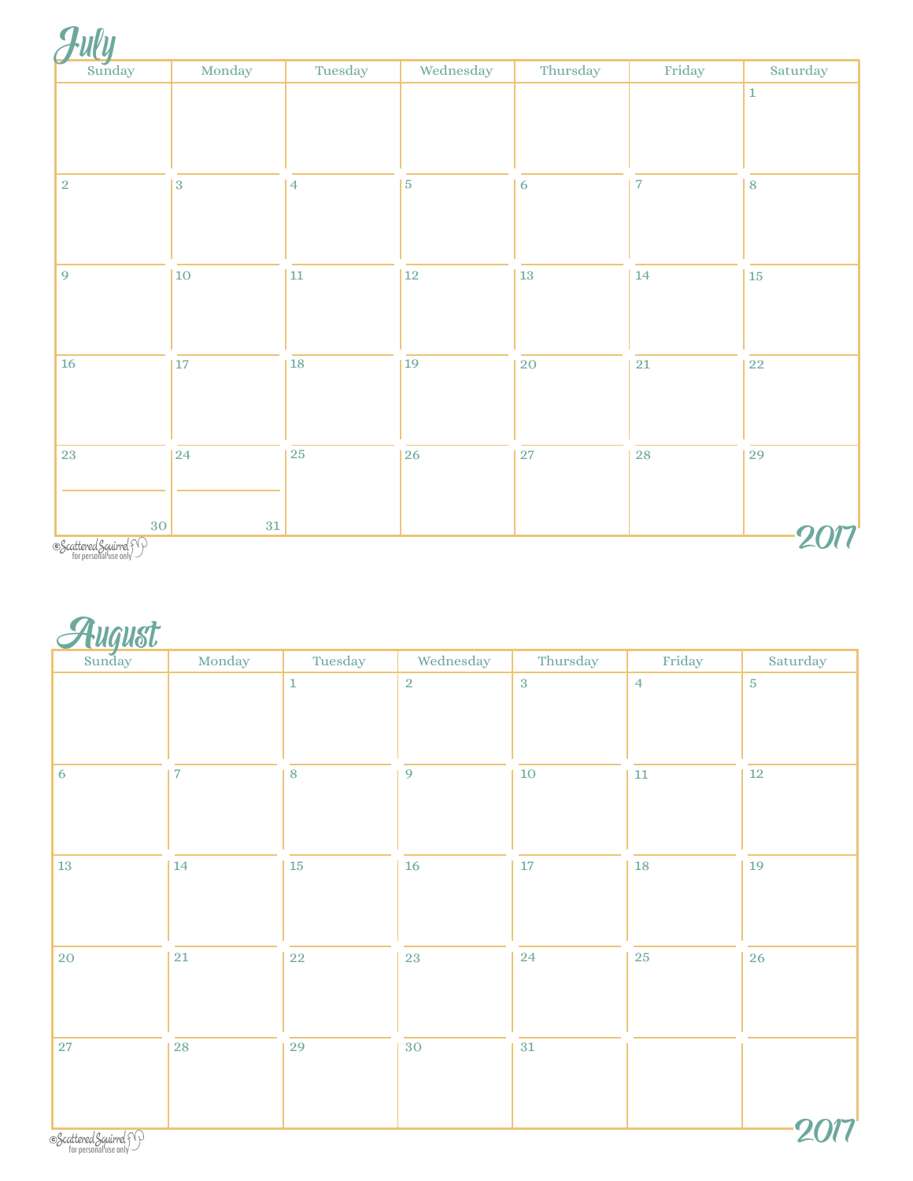# July 2017

| Sunday | Monday | Tuesday | Wednesday | Thursday | Friday | Saturday |
|---|---|---|---|---|---|---|
| | | | | | | 1 |
| 2 | 3 | 4 | 5 | 6 | 7 | 8 |
| 9 | 10 | 11 | 12 | 13 | 14 | 15 |
| 16 | 17 | 18 | 19 | 20 | 21 | 22 |
| 23 / 30 | 24 / 31 | 25 | 26 | 27 | 28 | 29 |

©Scattered Squirrel for personal use only

# August 2017

| Sunday | Monday | Tuesday | Wednesday | Thursday | Friday | Saturday |
|---|---|---|---|---|---|---|
| | | 1 | 2 | 3 | 4 | 5 |
| 6 | 7 | 8 | 9 | 10 | 11 | 12 |
| 13 | 14 | 15 | 16 | 17 | 18 | 19 |
| 20 | 21 | 22 | 23 | 24 | 25 | 26 |
| 27 | 28 | 29 | 30 | 31 | | |

©Scattered Squirrel for personal use only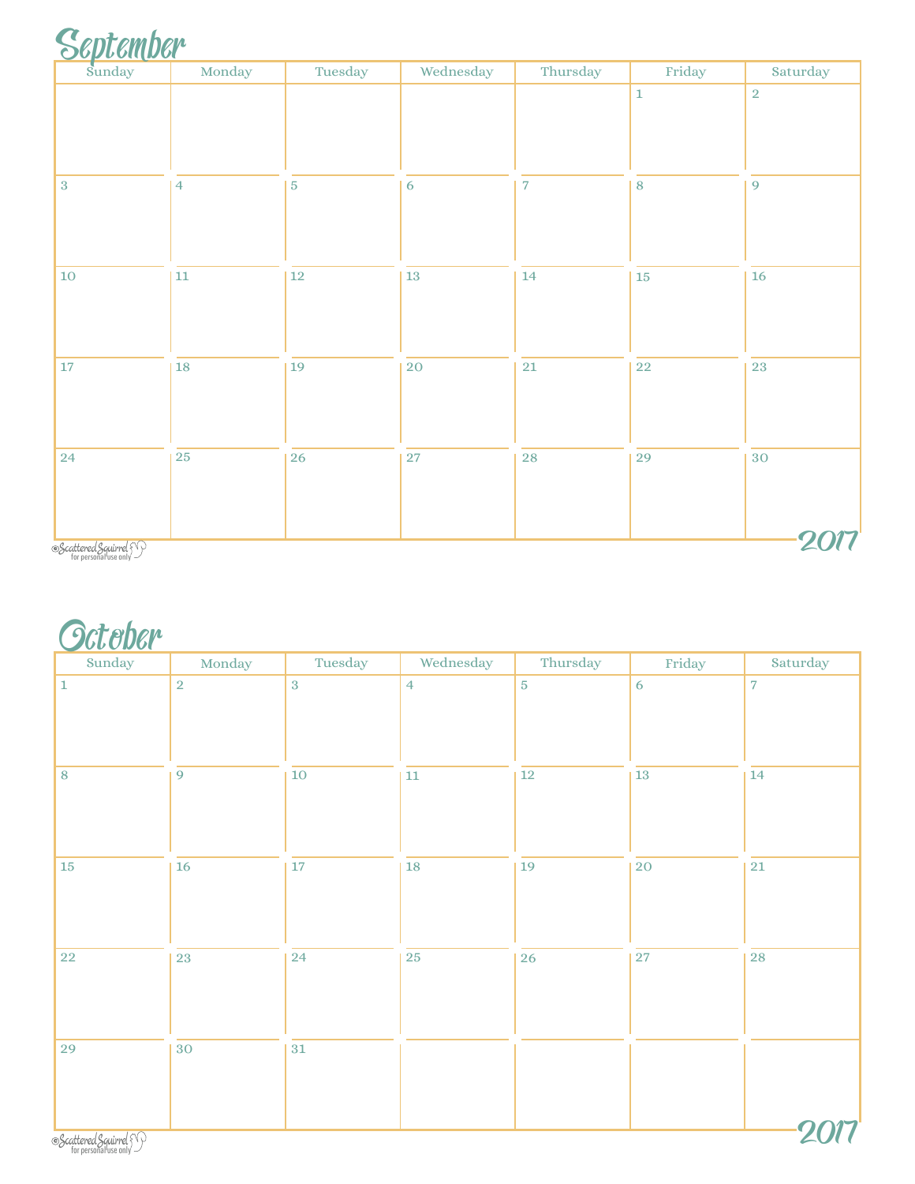## September

| Sunday | Monday | Tuesday | Wednesday | Thursday | Friday | Saturday |
|---|---|---|---|---|---|---|
| | | | | | 1 | 2 |
| 3 | 4 | 5 | 6 | 7 | 8 | 9 |
| 10 | 11 | 12 | 13 | 14 | 15 | 16 |
| 17 | 18 | 19 | 20 | 21 | 22 | 23 |
| 24 | 25 | 26 | 27 | 28 | 29 | 30 |

2017

©Scattered Squirrel for personal use only

## October

| Sunday | Monday | Tuesday | Wednesday | Thursday | Friday | Saturday |
|---|---|---|---|---|---|---|
| 1 | 2 | 3 | 4 | 5 | 6 | 7 |
| 8 | 9 | 10 | 11 | 12 | 13 | 14 |
| 15 | 16 | 17 | 18 | 19 | 20 | 21 |
| 22 | 23 | 24 | 25 | 26 | 27 | 28 |
| 29 | 30 | 31 | | | | |

2017

©Scattered Squirrel for personal use only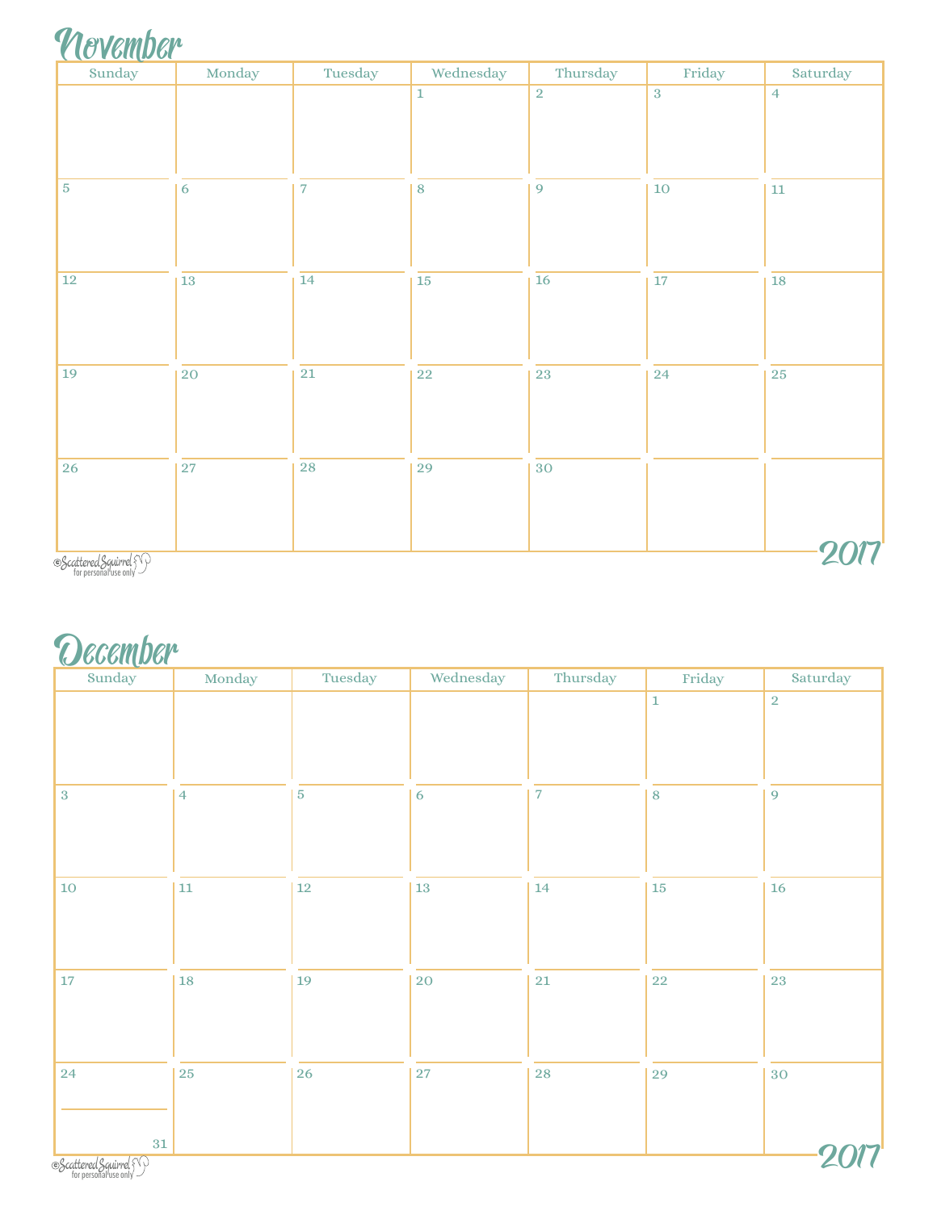# November

| Sunday | Monday | Tuesday | Wednesday | Thursday | Friday | Saturday |
|---|---|---|---|---|---|---|
| | | | 1 | 2 | 3 | 4 |
| 5 | 6 | 7 | 8 | 9 | 10 | 11 |
| 12 | 13 | 14 | 15 | 16 | 17 | 18 |
| 19 | 20 | 21 | 22 | 23 | 24 | 25 |
| 26 | 27 | 28 | 29 | 30 | | |

2017

©ScatteredSquirrel for personal use only

# December

| Sunday | Monday | Tuesday | Wednesday | Thursday | Friday | Saturday |
|---|---|---|---|---|---|---|
| | | | | | 1 | 2 |
| 3 | 4 | 5 | 6 | 7 | 8 | 9 |
| 10 | 11 | 12 | 13 | 14 | 15 | 16 |
| 17 | 18 | 19 | 20 | 21 | 22 | 23 |
| 24 / 31 | 25 | 26 | 27 | 28 | 29 | 30 |

2017

©ScatteredSquirrel for personal use only